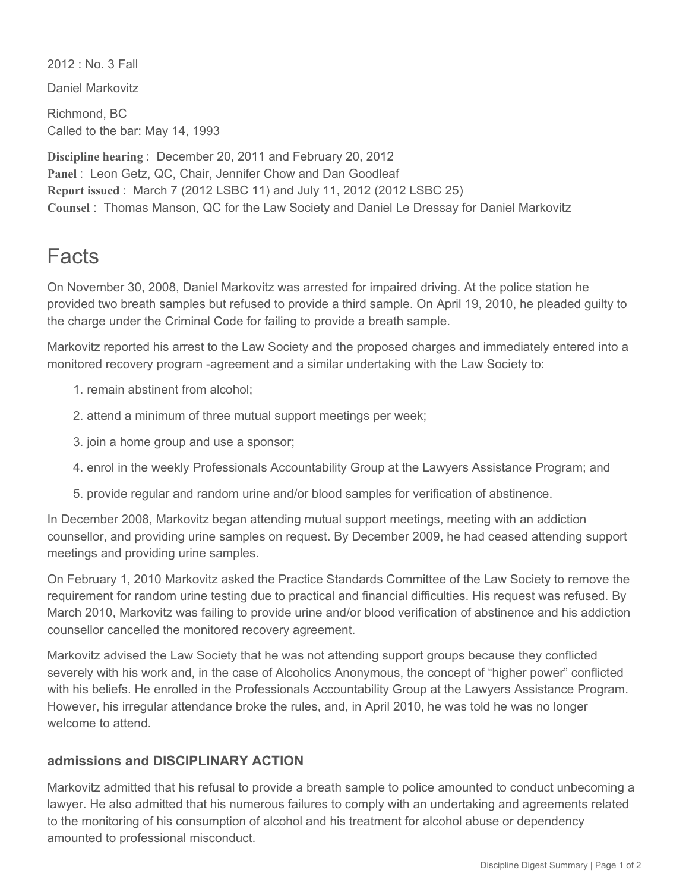2012 : No. 3 Fall

Daniel Markovitz

Richmond, BC
Called to the bar: May 14, 1993

**Discipline hearing** : December 20, 2011 and February 20, 2012
**Panel** : Leon Getz, QC, Chair, Jennifer Chow and Dan Goodleaf
**Report issued** : March 7 (2012 LSBC 11) and July 11, 2012 (2012 LSBC 25)
**Counsel** : Thomas Manson, QC for the Law Society and Daniel Le Dressay for Daniel Markovitz

# Facts

On November 30, 2008, Daniel Markovitz was arrested for impaired driving. At the police station he provided two breath samples but refused to provide a third sample. On April 19, 2010, he pleaded guilty to the charge under the Criminal Code for failing to provide a breath sample.

Markovitz reported his arrest to the Law Society and the proposed charges and immediately entered into a monitored recovery program -agreement and a similar undertaking with the Law Society to:

1. remain abstinent from alcohol;
2. attend a minimum of three mutual support meetings per week;
3. join a home group and use a sponsor;
4. enrol in the weekly Professionals Accountability Group at the Lawyers Assistance Program; and
5. provide regular and random urine and/or blood samples for verification of abstinence.

In December 2008, Markovitz began attending mutual support meetings, meeting with an addiction counsellor, and providing urine samples on request. By December 2009, he had ceased attending support meetings and providing urine samples.

On February 1, 2010 Markovitz asked the Practice Standards Committee of the Law Society to remove the requirement for random urine testing due to practical and financial difficulties. His request was refused. By March 2010, Markovitz was failing to provide urine and/or blood verification of abstinence and his addiction counsellor cancelled the monitored recovery agreement.

Markovitz advised the Law Society that he was not attending support groups because they conflicted severely with his work and, in the case of Alcoholics Anonymous, the concept of "higher power" conflicted with his beliefs. He enrolled in the Professionals Accountability Group at the Lawyers Assistance Program. However, his irregular attendance broke the rules, and, in April 2010, he was told he was no longer welcome to attend.

### admissions and DISCIPLINARY ACTION

Markovitz admitted that his refusal to provide a breath sample to police amounted to conduct unbecoming a lawyer. He also admitted that his numerous failures to comply with an undertaking and agreements related to the monitoring of his consumption of alcohol and his treatment for alcohol abuse or dependency amounted to professional misconduct.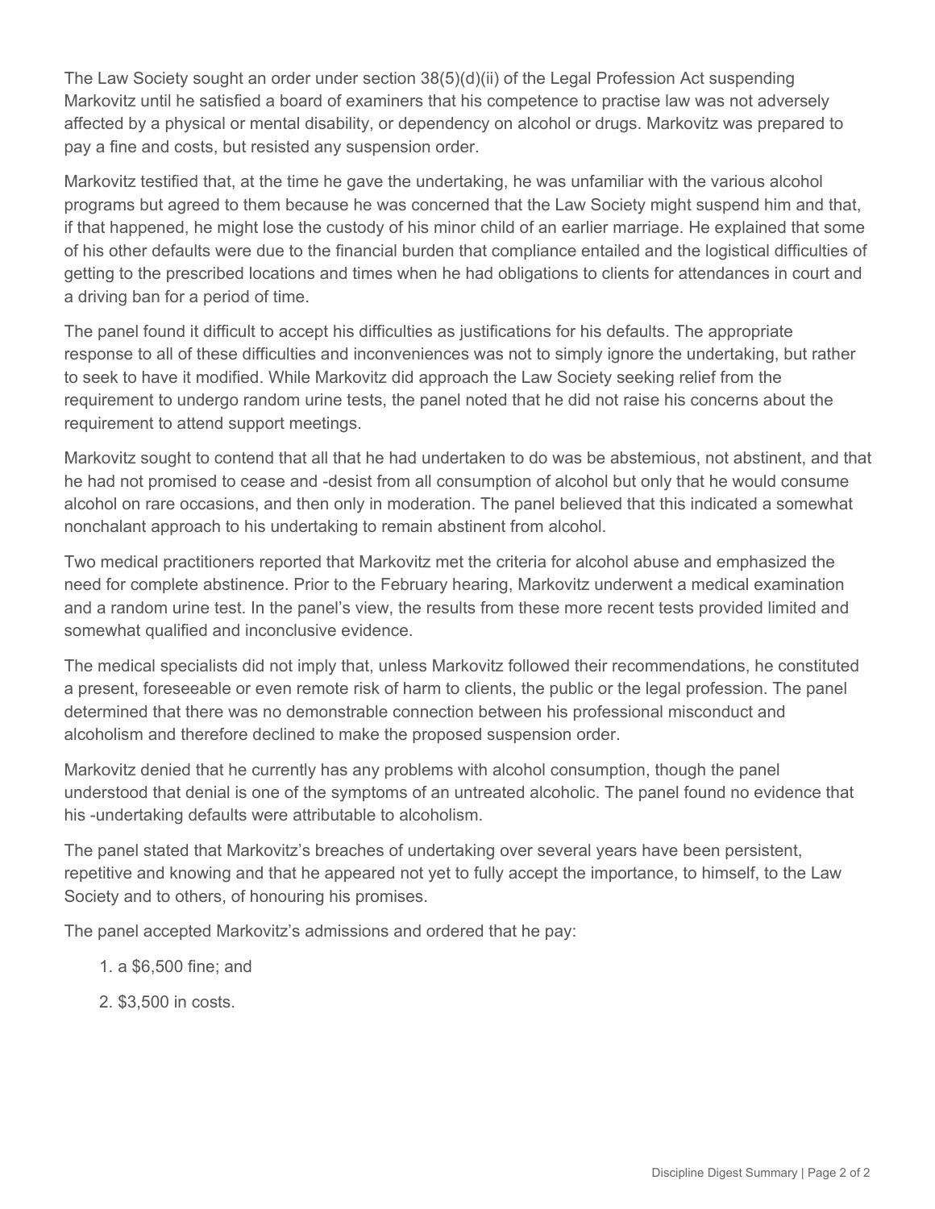The Law Society sought an order under section 38(5)(d)(ii) of the Legal Profession Act suspending Markovitz until he satisfied a board of examiners that his competence to practise law was not adversely affected by a physical or mental disability, or dependency on alcohol or drugs. Markovitz was prepared to pay a fine and costs, but resisted any suspension order.

Markovitz testified that, at the time he gave the undertaking, he was unfamiliar with the various alcohol programs but agreed to them because he was concerned that the Law Society might suspend him and that, if that happened, he might lose the custody of his minor child of an earlier marriage. He explained that some of his other defaults were due to the financial burden that compliance entailed and the logistical difficulties of getting to the prescribed locations and times when he had obligations to clients for attendances in court and a driving ban for a period of time.

The panel found it difficult to accept his difficulties as justifications for his defaults. The appropriate response to all of these difficulties and inconveniences was not to simply ignore the undertaking, but rather to seek to have it modified. While Markovitz did approach the Law Society seeking relief from the requirement to undergo random urine tests, the panel noted that he did not raise his concerns about the requirement to attend support meetings.

Markovitz sought to contend that all that he had undertaken to do was be abstemious, not abstinent, and that he had not promised to cease and -desist from all consumption of alcohol but only that he would consume alcohol on rare occasions, and then only in moderation. The panel believed that this indicated a somewhat nonchalant approach to his undertaking to remain abstinent from alcohol.

Two medical practitioners reported that Markovitz met the criteria for alcohol abuse and emphasized the need for complete abstinence. Prior to the February hearing, Markovitz underwent a medical examination and a random urine test. In the panel's view, the results from these more recent tests provided limited and somewhat qualified and inconclusive evidence.

The medical specialists did not imply that, unless Markovitz followed their recommendations, he constituted a present, foreseeable or even remote risk of harm to clients, the public or the legal profession. The panel determined that there was no demonstrable connection between his professional misconduct and alcoholism and therefore declined to make the proposed suspension order.

Markovitz denied that he currently has any problems with alcohol consumption, though the panel understood that denial is one of the symptoms of an untreated alcoholic. The panel found no evidence that his -undertaking defaults were attributable to alcoholism.

The panel stated that Markovitz's breaches of undertaking over several years have been persistent, repetitive and knowing and that he appeared not yet to fully accept the importance, to himself, to the Law Society and to others, of honouring his promises.

The panel accepted Markovitz's admissions and ordered that he pay:

1. a $6,500 fine; and
2. $3,500 in costs.